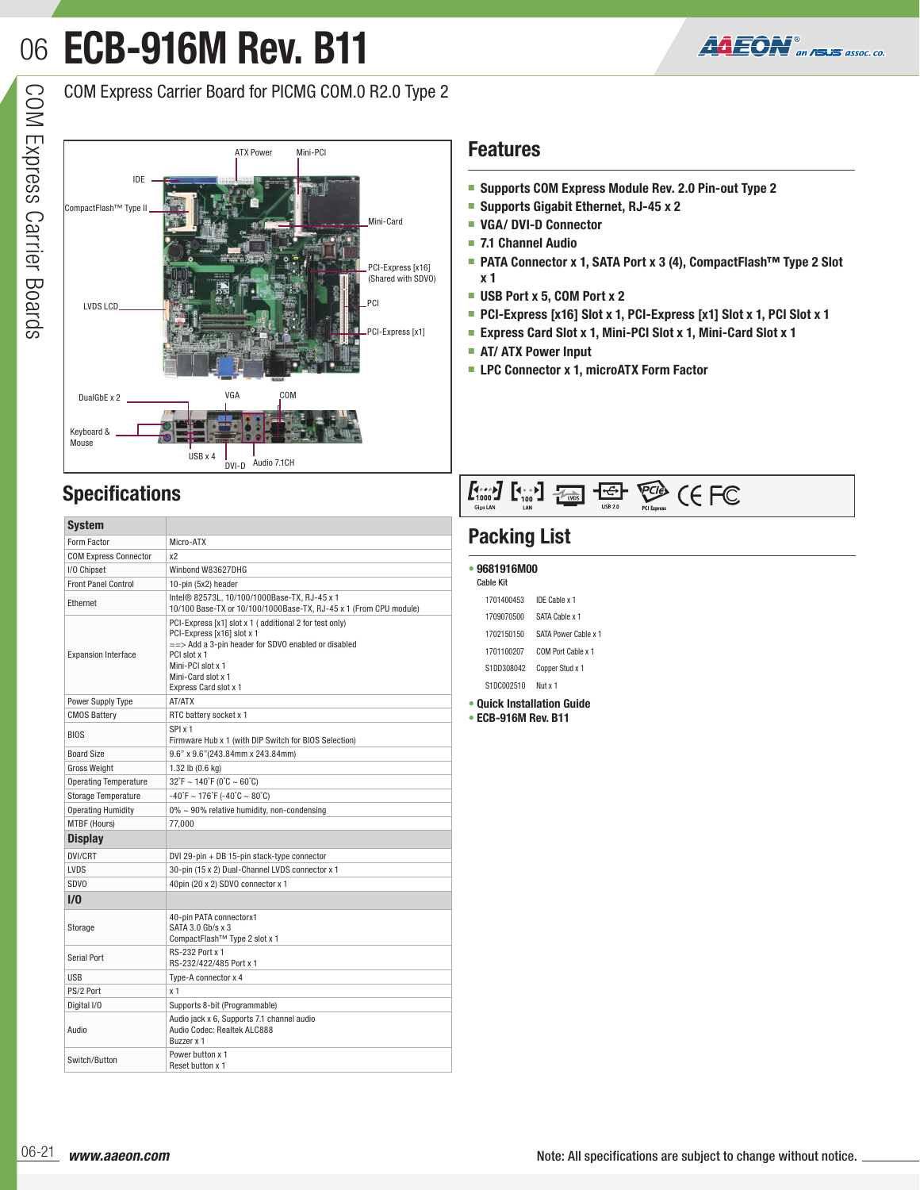# ECB-916M Rev. B11

COM Express Carrier Board for PICMG COM.0 R2.0 Type 2

## Features

- Supports COM Express Module Rev. 2.0 Pin-out Type 2
- Supports Gigabit Ethernet, RJ-45 x 2
- VGA/ DVI-D Connector
- 7.1 Channel Audio
- PATA Connector x 1, SATA Port x 3 (4), CompactFlash™ Type 2 Slot x 1
- USB Port x 5, COM Port x 2
- PCI-Express [x16] Slot x 1, PCI-Express [x1] Slot x 1, PCI Slot x 1
- Express Card Slot x 1, Mini-PCI Slot x 1, Mini-Card Slot x 1
- AT/ ATX Power Input
- LPC Connector x 1, microATX Form Factor

## Specifications

| System | |
|---|---|
| Form Factor | Micro-ATX |
| COM Express Connector | x2 |
| I/O Chipset | Winbond W83627DHG |
| Front Panel Control | 10-pin (5x2) header |
| Ethernet | Intel® 82573L, 10/100/1000Base-TX, RJ-45 x 1<br>10/100 Base-TX or 10/100/1000Base-TX, RJ-45 x 1 (From CPU module) |
| Expansion Interface | PCI-Express [x1] slot x 1 ( additional 2 for test only)<br>PCI-Express [x16] slot x 1<br>==> Add a 3-pin header for SDVO enabled or disabled<br>PCI slot x 1<br>Mini-PCI slot x 1<br>Mini-Card slot x 1<br>Express Card slot x 1 |
| Power Supply Type | AT/ATX |
| CMOS Battery | RTC battery socket x 1 |
| BIOS | SPI x 1<br>Firmware Hub x 1 (with DIP Switch for BIOS Selection) |
| Board Size | 9.6" x 9.6"(243.84mm x 243.84mm) |
| Gross Weight | 1.32 lb (0.6 kg) |
| Operating Temperature | 32˚F ~ 140˚F (0˚C ~ 60˚C) |
| Storage Temperature | -40˚F ~ 176˚F (-40˚C ~ 80˚C) |
| Operating Humidity | 0% ~ 90% relative humidity, non-condensing |
| MTBF (Hours) | 77,000 |
| **Display** | |
| DVI/CRT | DVI 29-pin + DB 15-pin stack-type connector |
| LVDS | 30-pin (15 x 2) Dual-Channel LVDS connector x 1 |
| SDVO | 40pin (20 x 2) SDVO connector x 1 |
| **I/O** | |
| Storage | 40-pin PATA connectorx1<br>SATA 3.0 Gb/s x 3<br>CompactFlash™ Type 2 slot x 1 |
| Serial Port | RS-232 Port x 1<br>RS-232/422/485 Port x 1 |
| USB | Type-A connector x 4 |
| PS/2 Port | x 1 |
| Digital I/O | Supports 8-bit (Programmable) |
| Audio | Audio jack x 6, Supports 7.1 channel audio<br>Audio Codec: Realtek ALC888<br>Buzzer x 1 |
| Switch/Button | Power button x 1<br>Reset button x 1 |

## Packing List

- **9681916M00**
  Cable Kit

| | |
|---|---|
| 1701400453 | IDE Cable x 1 |
| 1709070500 | SATA Cable x 1 |
| 1702150150 | SATA Power Cable x 1 |
| 1701100207 | COM Port Cable x 1 |
| S1DD308042 | Copper Stud x 1 |
| S1DC002510 | Nut x 1 |

- **Quick Installation Guide**
- **ECB-916M Rev. B11**

www.aaeon.com

Note: All specifications are subject to change without notice.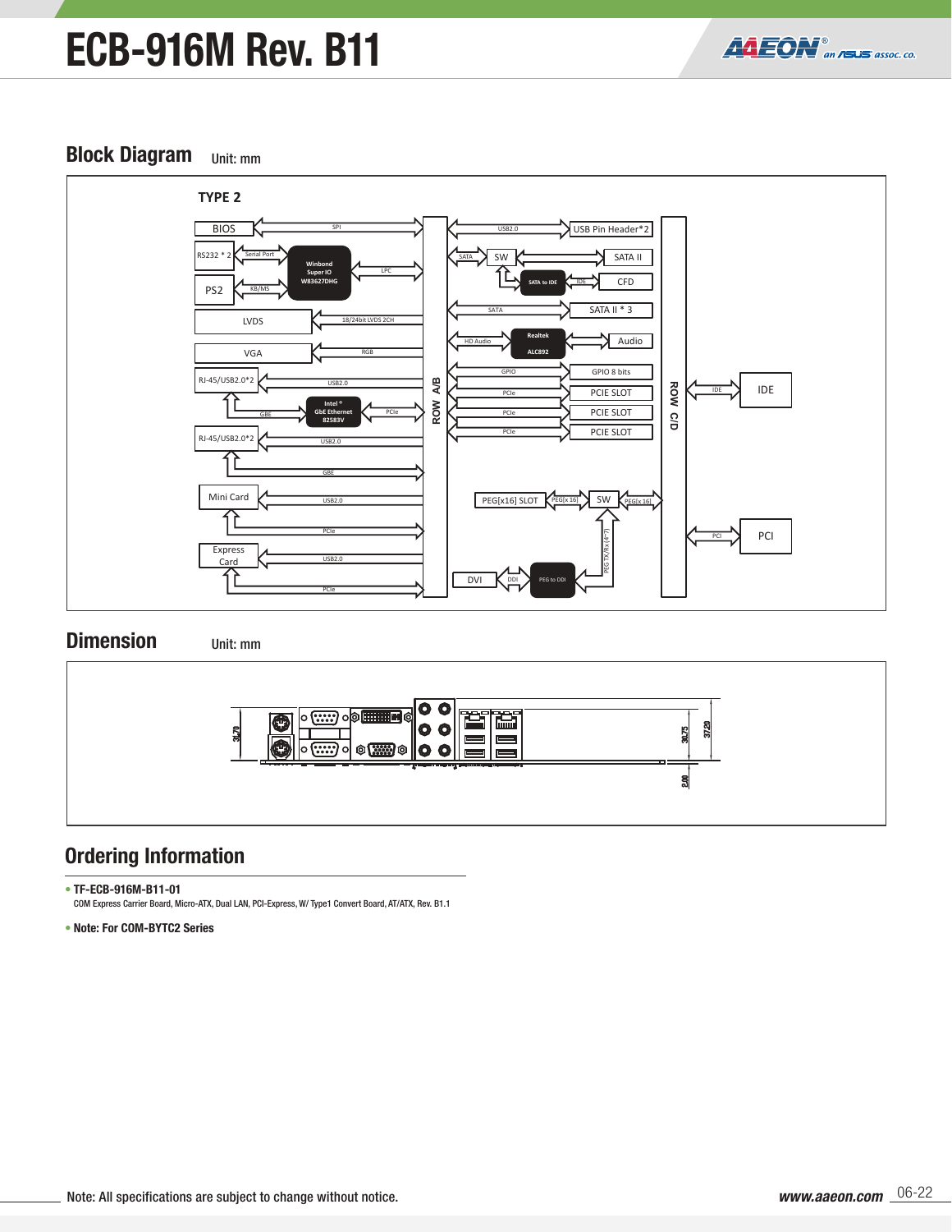# ECB-916M Rev. B11

## Block Diagram

Unit: mm

TYPE 2

BIOS
SPI
RS232 * 2
Serial Port
Winbond Super IO W83627DHG
LPC
PS2
KB/MS
LVDS
18/24bit LVDS 2CH
VGA
RGB
RJ-45/USB2.0*2
USB2.0
GBE
Intel ® GbE Ethernet 82583V
PCIe
RJ-45/USB2.0*2
USB2.0
GBE
Mini Card
USB2.0
PCIe
Express Card
USB2.0
PCIe
ROW A/B
USB2.0
USB Pin Header*2
SATA
SW
SATA II
SATA to IDE
IDE
CFD
SATA
SATA II * 3
HD Audio
Realtek ALC892
Audio
GPIO
GPIO 8 bits
PCIe
PCIE SLOT
PCIe
PCIE SLOT
PCIe
PCIE SLOT
PEG[x16] SLOT
PEG[x 16]
SW
PEG[x 16]
PEG TX/Rx (4~7)
DVI
DDI
PEG to DDI
ROW C/D
IDE
IDE
PCI
PCI

## Dimension

Unit: mm

31.70
30.75
37.20
2.00

## Ordering Information

- **TF-ECB-916M-B11-01**
  COM Express Carrier Board, Micro-ATX, Dual LAN, PCI-Express, W/ Type1 Convert Board, AT/ATX, Rev. B1.1

- **Note: For COM-BYTC2 Series**

Note: All specifications are subject to change without notice.